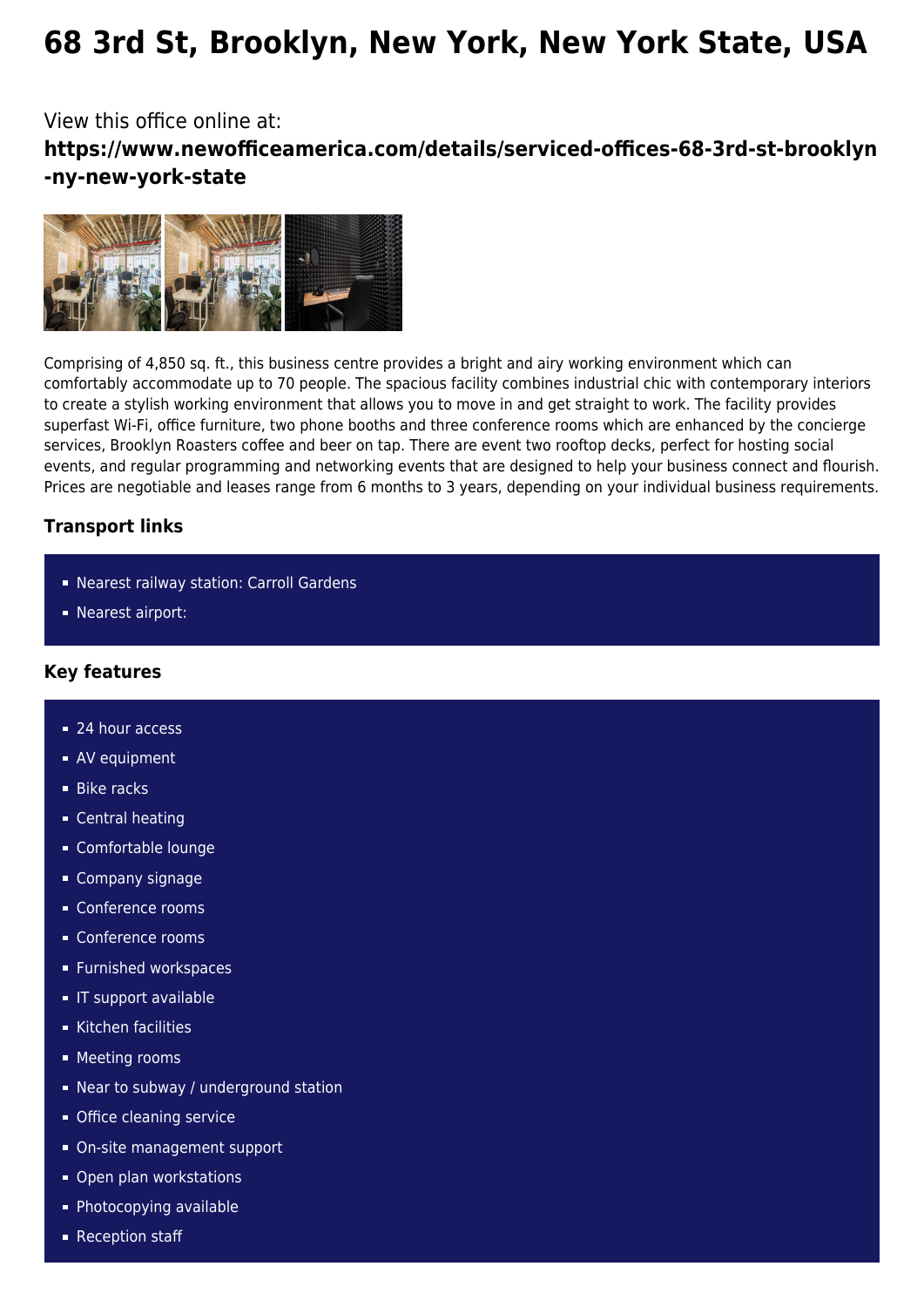# 68 3rd St, Brooklyn, New York, New York State, USA

View this office online at:

**https://www.newofficeamerica.com/details/serviced-offices-68-3rd-st-brooklyn-ny-new-york-state**

Comprising of 4,850 sq. ft., this business centre provides a bright and airy working environment which can comfortably accommodate up to 70 people. The spacious facility combines industrial chic with contemporary interiors to create a stylish working environment that allows you to move in and get straight to work. The facility provides superfast Wi-Fi, office furniture, two phone booths and three conference rooms which are enhanced by the concierge services, Brooklyn Roasters coffee and beer on tap. There are event two rooftop decks, perfect for hosting social events, and regular programming and networking events that are designed to help your business connect and flourish. Prices are negotiable and leases range from 6 months to 3 years, depending on your individual business requirements.

### Transport links

- Nearest railway station: Carroll Gardens
- Nearest airport:

### Key features

- 24 hour access
- AV equipment
- Bike racks
- Central heating
- Comfortable lounge
- Company signage
- Conference rooms
- Conference rooms
- Furnished workspaces
- IT support available
- Kitchen facilities
- Meeting rooms
- Near to subway / underground station
- Office cleaning service
- On-site management support
- Open plan workstations
- Photocopying available
- Reception staff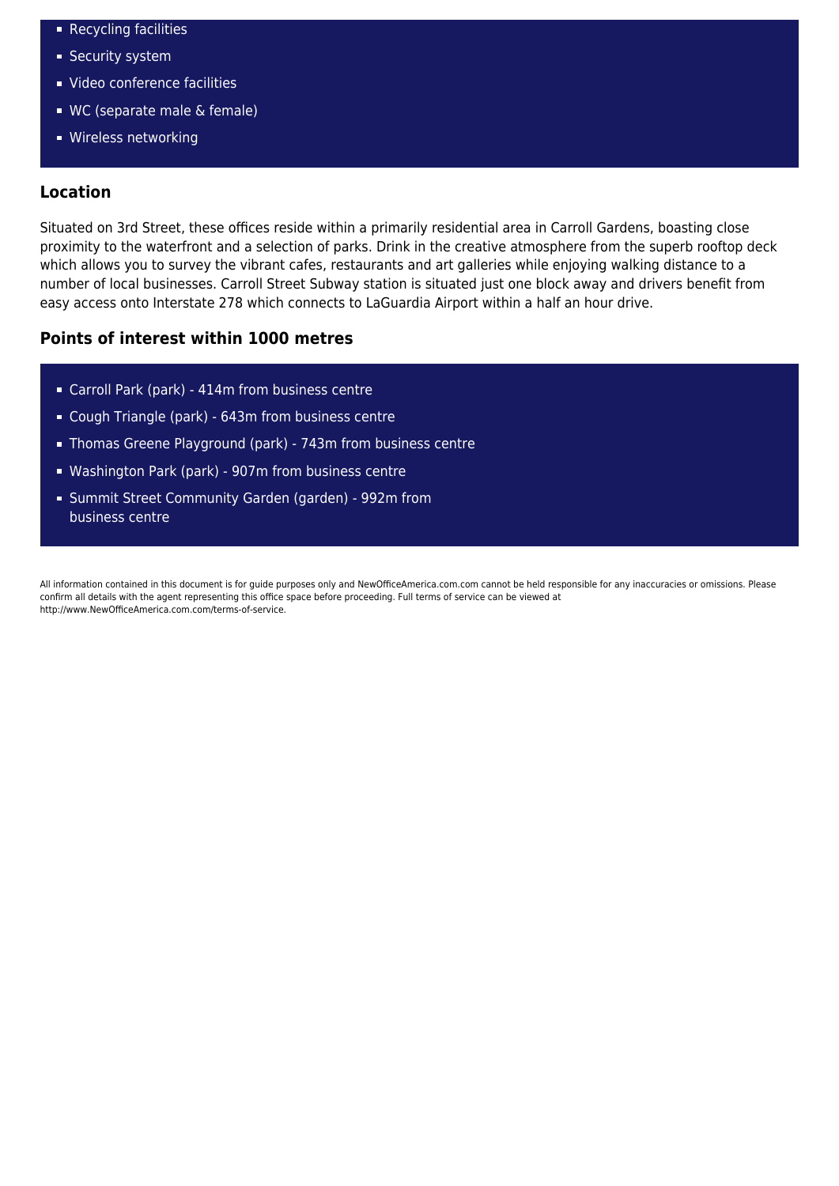- Recycling facilities
- Security system
- Video conference facilities
- WC (separate male & female)
- Wireless networking

## Location

Situated on 3rd Street, these offices reside within a primarily residential area in Carroll Gardens, boasting close proximity to the waterfront and a selection of parks. Drink in the creative atmosphere from the superb rooftop deck which allows you to survey the vibrant cafes, restaurants and art galleries while enjoying walking distance to a number of local businesses. Carroll Street Subway station is situated just one block away and drivers benefit from easy access onto Interstate 278 which connects to LaGuardia Airport within a half an hour drive.

## Points of interest within 1000 metres

- Carroll Park (park) - 414m from business centre
- Cough Triangle (park) - 643m from business centre
- Thomas Greene Playground (park) - 743m from business centre
- Washington Park (park) - 907m from business centre
- Summit Street Community Garden (garden) - 992m from business centre

All information contained in this document is for guide purposes only and NewOfficeAmerica.com.com cannot be held responsible for any inaccuracies or omissions. Please confirm all details with the agent representing this office space before proceeding. Full terms of service can be viewed at http://www.NewOfficeAmerica.com.com/terms-of-service.